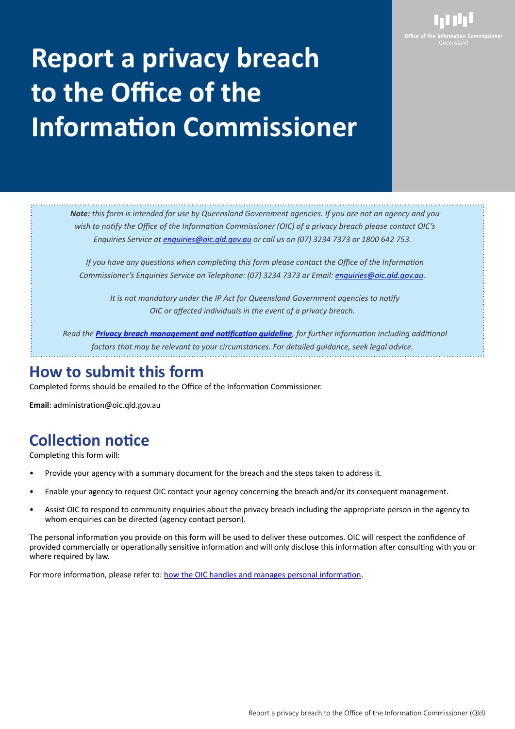# Report a privacy breach to the Office of the Information Commissioner

*Office of the Information Commissioner Queensland*

***Note:*** *this form is intended for use by Queensland Government agencies. If you are not an agency and you wish to notify the Office of the Information Commissioner (OIC) of a privacy breach please contact OIC's Enquiries Service at [enquiries@oic.qld.gov.au](mailto:enquiries@oic.qld.gov.au) or call us on (07) 3234 7373 or 1800 642 753.*

*If you have any questions when completing this form please contact the Office of the Information Commissioner's Enquiries Service on Telephone: (07) 3234 7373 or Email: [enquiries@oic.qld.gov.au](mailto:enquiries@oic.qld.gov.au).*

*It is not mandatory under the IP Act for Queensland Government agencies to notify OIC or affected individuals in the event of a privacy breach.*

*Read the **Privacy breach management and notification guideline**, for further information including additional factors that may be relevant to your circumstances. For detailed guidance, seek legal advice.*

## How to submit this form

Completed forms should be emailed to the Office of the Information Commissioner.

**Email**: administration@oic.qld.gov.au

## Collection notice

Completing this form will:

- Provide your agency with a summary document for the breach and the steps taken to address it.
- Enable your agency to request OIC contact your agency concerning the breach and/or its consequent management.
- Assist OIC to respond to community enquiries about the privacy breach including the appropriate person in the agency to whom enquiries can be directed (agency contact person).

The personal information you provide on this form will be used to deliver these outcomes. OIC will respect the confidence of provided commercially or operationally sensitive information and will only disclose this information after consulting with you or where required by law.

For more information, please refer to: how the OIC handles and manages personal information.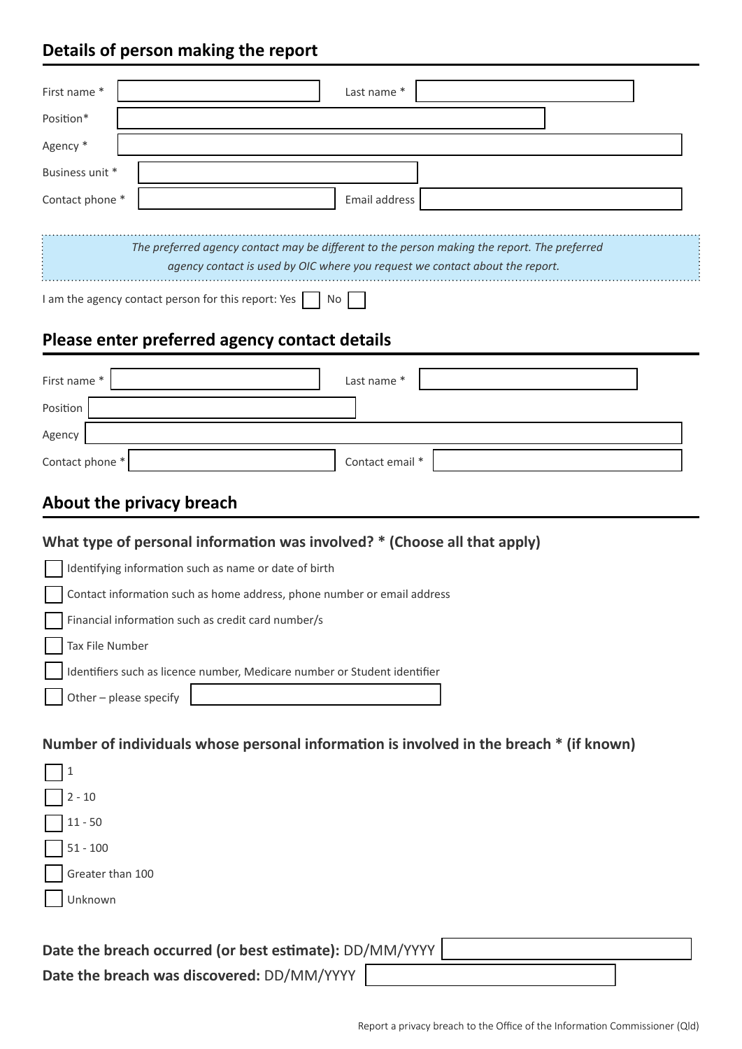## Details of person making the report

First name * ______ Last name * ______

Position* ______

Agency * ______

Business unit * ______

Contact phone * ______ Email address ______

*The preferred agency contact may be different to the person making the report. The preferred agency contact is used by OIC where you request we contact about the report.*

I am the agency contact person for this report: Yes ☐ No ☐

## Please enter preferred agency contact details

First name * ______ Last name * ______

Position ______

Agency ______

Contact phone * ______ Contact email * ______

## About the privacy breach

### What type of personal information was involved? * (Choose all that apply)

- ☐ Identifying information such as name or date of birth
- ☐ Contact information such as home address, phone number or email address
- ☐ Financial information such as credit card number/s
- ☐ Tax File Number
- ☐ Identifiers such as licence number, Medicare number or Student identifier
- ☐ Other – please specify ______

### Number of individuals whose personal information is involved in the breach * (if known)

- ☐ 1
- ☐ 2 - 10
- ☐ 11 - 50
- ☐ 51 - 100
- ☐ Greater than 100
- ☐ Unknown

**Date the breach occurred (or best estimate):** DD/MM/YYYY ______

**Date the breach was discovered:** DD/MM/YYYY ______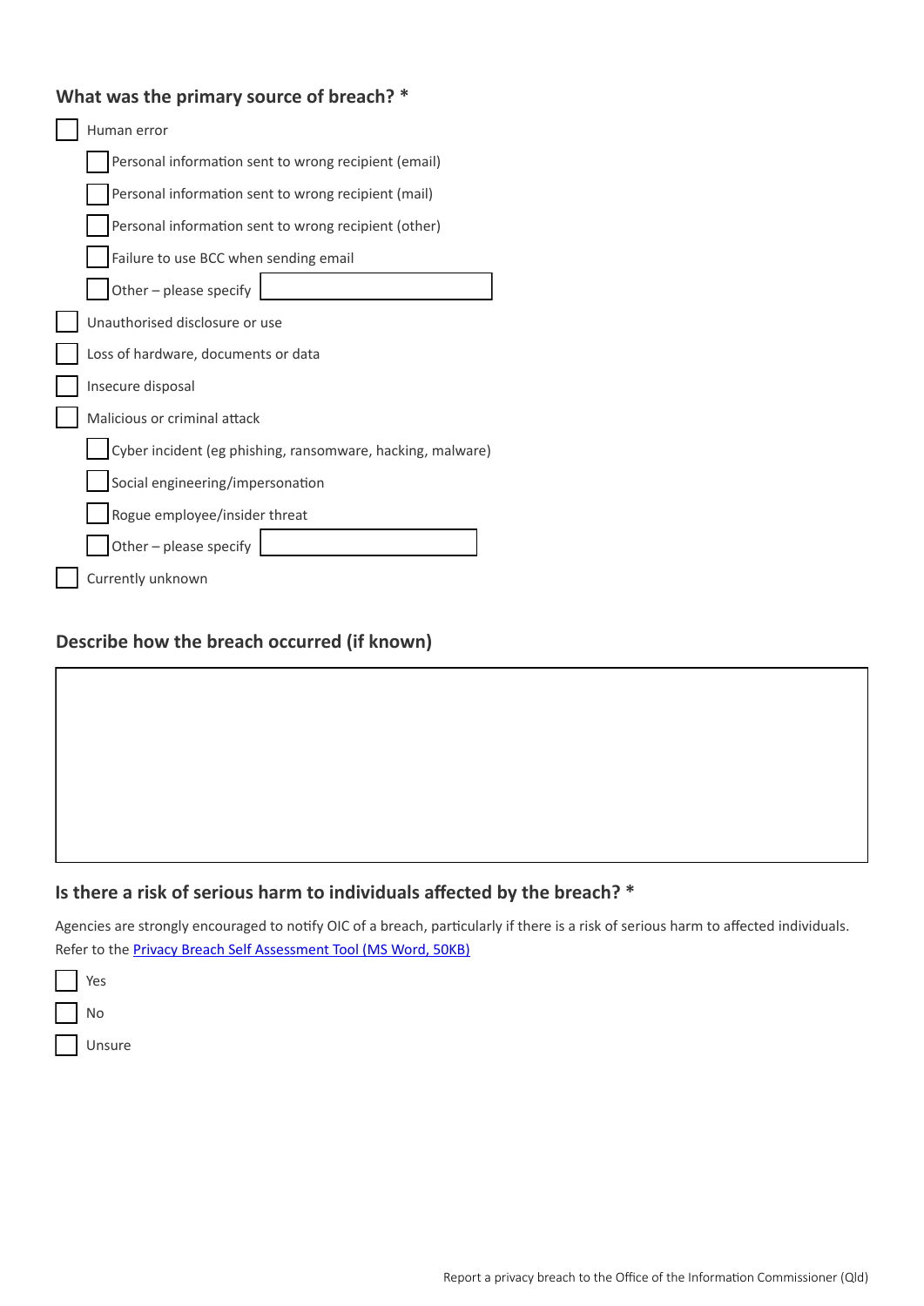## What was the primary source of breach? *

- [ ] Human error
    - [ ] Personal information sent to wrong recipient (email)
    - [ ] Personal information sent to wrong recipient (mail)
    - [ ] Personal information sent to wrong recipient (other)
    - [ ] Failure to use BCC when sending email
    - [ ] Other – please specify ____________
- [ ] Unauthorised disclosure or use
- [ ] Loss of hardware, documents or data
- [ ] Insecure disposal
- [ ] Malicious or criminal attack
    - [ ] Cyber incident (eg phishing, ransomware, hacking, malware)
    - [ ] Social engineering/impersonation
    - [ ] Rogue employee/insider threat
    - [ ] Other – please specify ____________
- [ ] Currently unknown

## Describe how the breach occurred (if known)

&nbsp;

## Is there a risk of serious harm to individuals affected by the breach? *

Agencies are strongly encouraged to notify OIC of a breach, particularly if there is a risk of serious harm to affected individuals. Refer to the Privacy Breach Self Assessment Tool (MS Word, 50KB)

- [ ] Yes
- [ ] No
- [ ] Unsure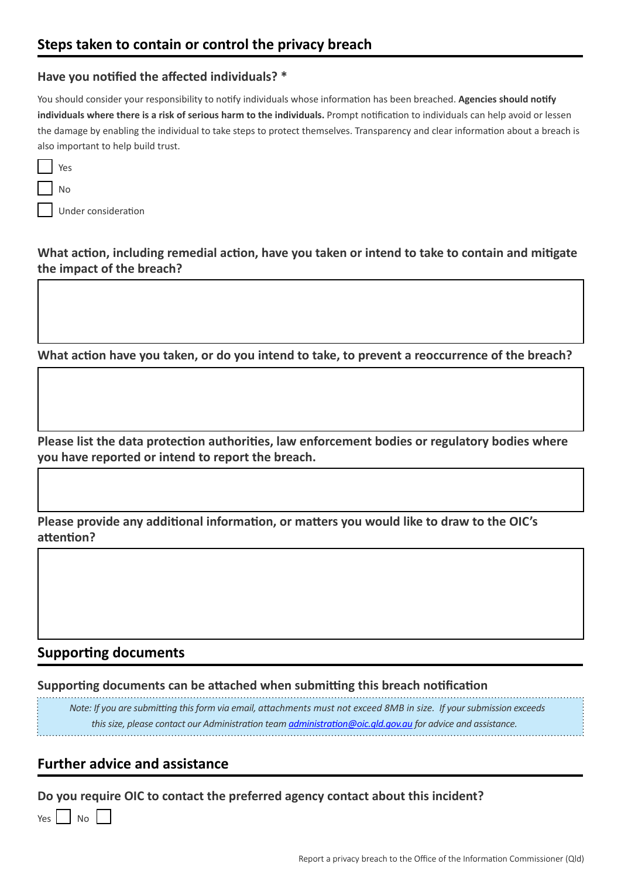## Steps taken to contain or control the privacy breach

**Have you notified the affected individuals? ***

You should consider your responsibility to notify individuals whose information has been breached. **Agencies should notify individuals where there is a risk of serious harm to the individuals.** Prompt notification to individuals can help avoid or lessen the damage by enabling the individual to take steps to protect themselves. Transparency and clear information about a breach is also important to help build trust.

☐ Yes

☐ No

☐ Under consideration

**What action, including remedial action, have you taken or intend to take to contain and mitigate the impact of the breach?**

**What action have you taken, or do you intend to take, to prevent a reoccurrence of the breach?**

**Please list the data protection authorities, law enforcement bodies or regulatory bodies where you have reported or intend to report the breach.**

**Please provide any additional information, or matters you would like to draw to the OIC's attention?**

## Supporting documents

**Supporting documents can be attached when submitting this breach notification**

*Note: If you are submitting this form via email, attachments must not exceed 8MB in size. If your submission exceeds this size, please contact our Administration team administration@oic.qld.gov.au for advice and assistance.*

## Further advice and assistance

**Do you require OIC to contact the preferred agency contact about this incident?**

Yes ☐ No ☐